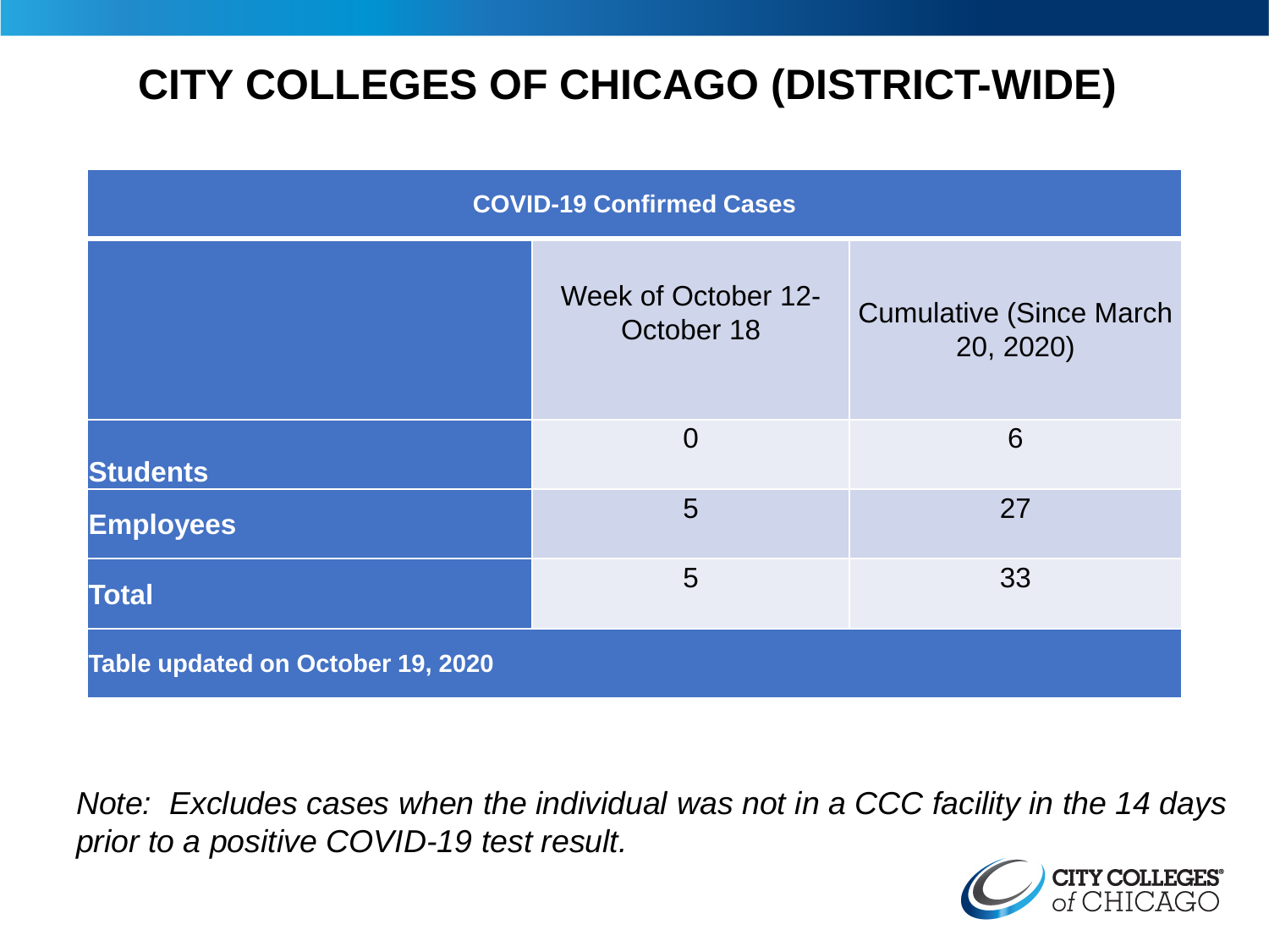# CITY COLLEGES OF CHICAGO (DISTRICT-WIDE)

| COVID-19 Confirmed Cases | | |
|---|---|---|
| | Week of October 12-October 18 | Cumulative (Since March 20, 2020) |
| **Students** | 0 | 6 |
| **Employees** | 5 | 27 |
| **Total** | 5 | 33 |
| **Table updated on October 19, 2020** | | |

*Note: Excludes cases when the individual was not in a CCC facility in the 14 days prior to a positive COVID-19 test result.*

CITY COLLEGES of CHICAGO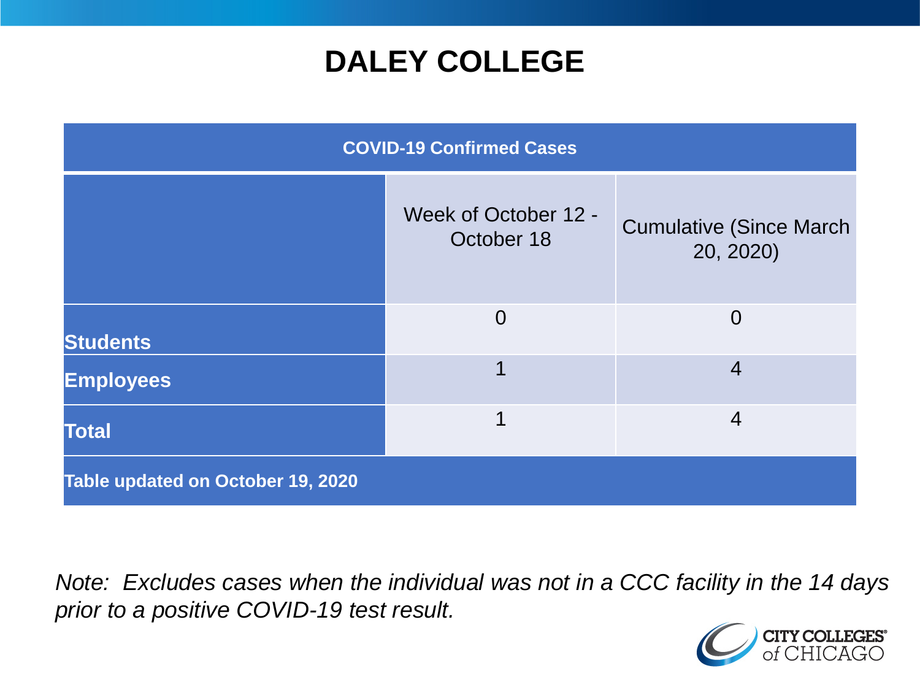# DALEY COLLEGE

| COVID-19 Confirmed Cases | | |
|---|---|---|
| | Week of October 12 - October 18 | Cumulative (Since March 20, 2020) |
| **Students** | 0 | 0 |
| **Employees** | 1 | 4 |
| **Total** | 1 | 4 |
| **Table updated on October 19, 2020** | | |

*Note: Excludes cases when the individual was not in a CCC facility in the 14 days prior to a positive COVID-19 test result.*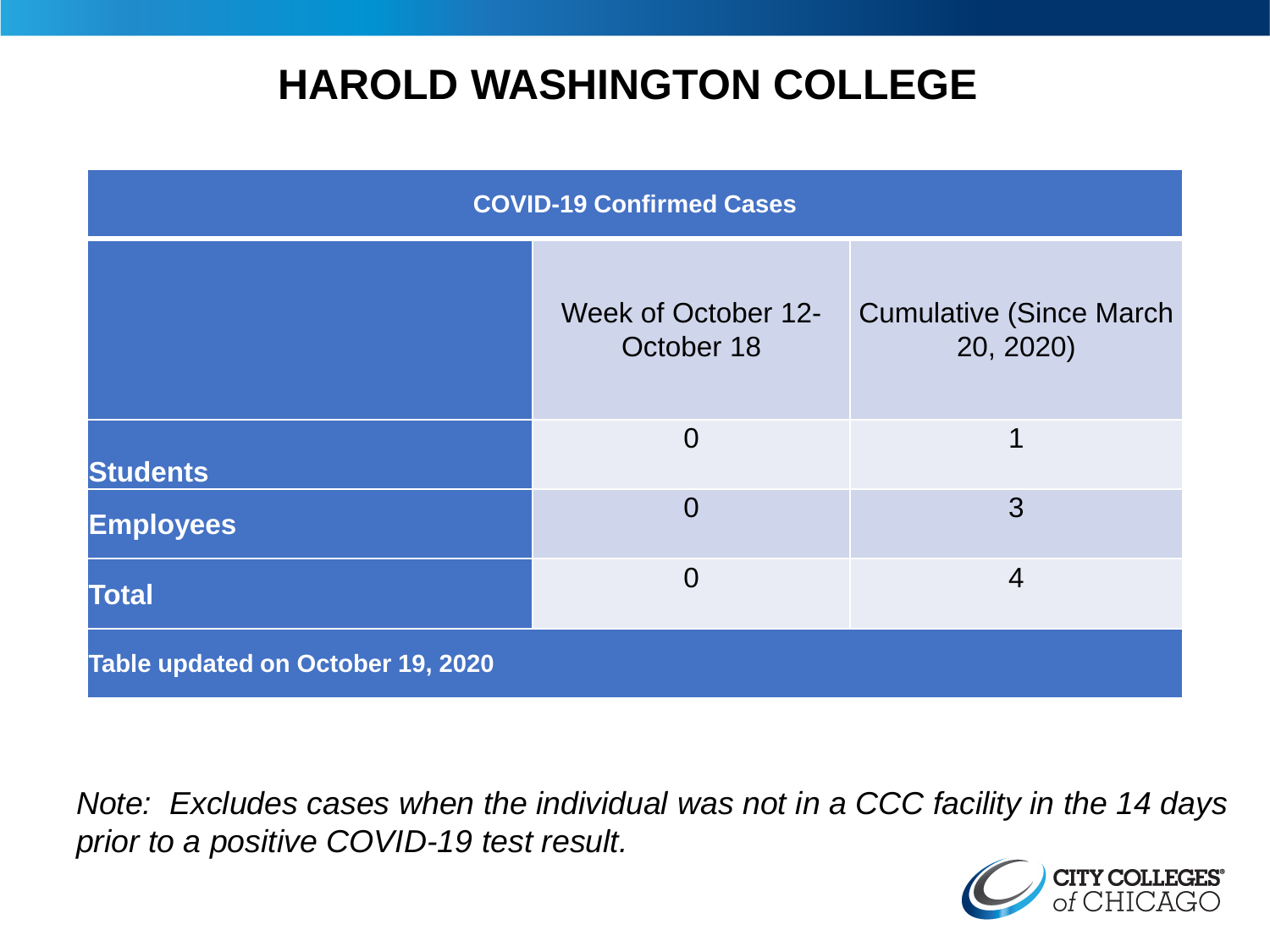# HAROLD WASHINGTON COLLEGE

| COVID-19 Confirmed Cases | | |
|---|---|---|
| | Week of October 12-October 18 | Cumulative (Since March 20, 2020) |
| **Students** | 0 | 1 |
| **Employees** | 0 | 3 |
| **Total** | 0 | 4 |
| **Table updated on October 19, 2020** | | |

*Note: Excludes cases when the individual was not in a CCC facility in the 14 days prior to a positive COVID-19 test result.*

CITY COLLEGES of CHICAGO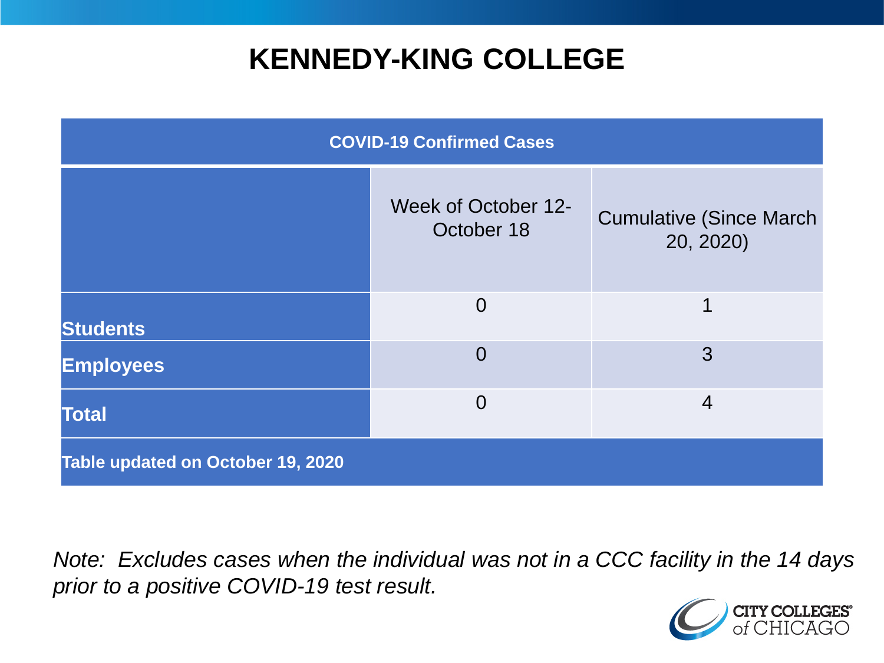# KENNEDY-KING COLLEGE

| COVID-19 Confirmed Cases | | |
|---|---|---|
| | Week of October 12-October 18 | Cumulative (Since March 20, 2020) |
| **Students** | 0 | 1 |
| **Employees** | 0 | 3 |
| **Total** | 0 | 4 |
| **Table updated on October 19, 2020** | | |

*Note: Excludes cases when the individual was not in a CCC facility in the 14 days prior to a positive COVID-19 test result.*

CITY COLLEGES of CHICAGO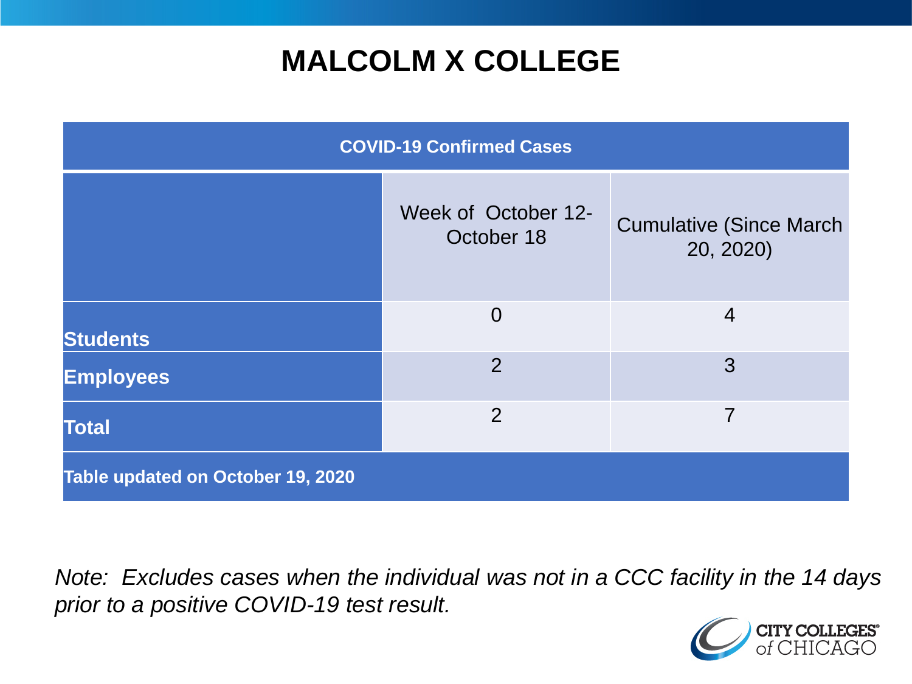# MALCOLM X COLLEGE

| COVID-19 Confirmed Cases | | |
|---|---|---|
| | Week of October 12-October 18 | Cumulative (Since March 20, 2020) |
| **Students** | 0 | 4 |
| **Employees** | 2 | 3 |
| **Total** | 2 | 7 |
| **Table updated on October 19, 2020** | | |

*Note: Excludes cases when the individual was not in a CCC facility in the 14 days prior to a positive COVID-19 test result.*

CITY COLLEGES of CHICAGO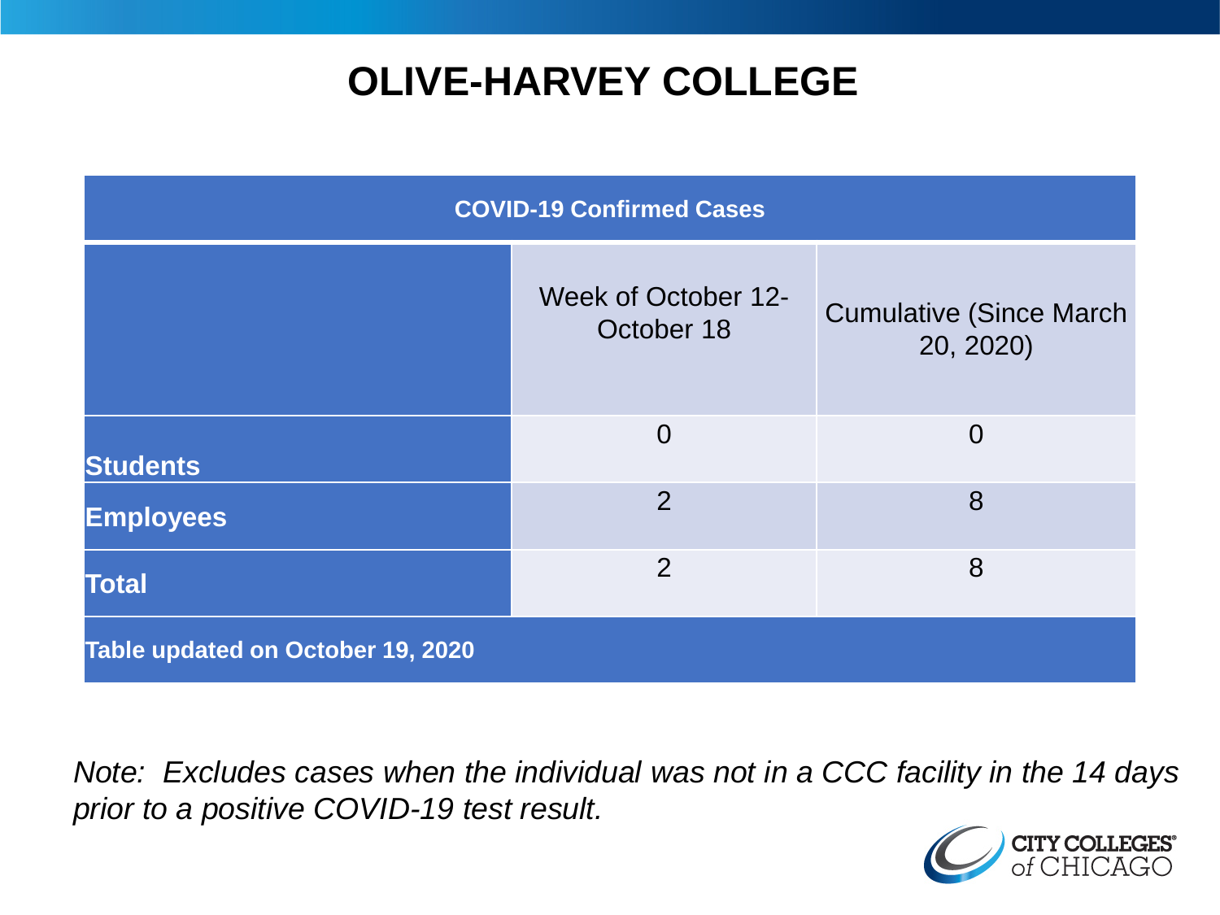# OLIVE-HARVEY COLLEGE

| COVID-19 Confirmed Cases | | |
|---|---|---|
| | Week of October 12-October 18 | Cumulative (Since March 20, 2020) |
| **Students** | 0 | 0 |
| **Employees** | 2 | 8 |
| **Total** | 2 | 8 |
| **Table updated on October 19, 2020** | | |

*Note: Excludes cases when the individual was not in a CCC facility in the 14 days prior to a positive COVID-19 test result.*

CITY COLLEGES of CHICAGO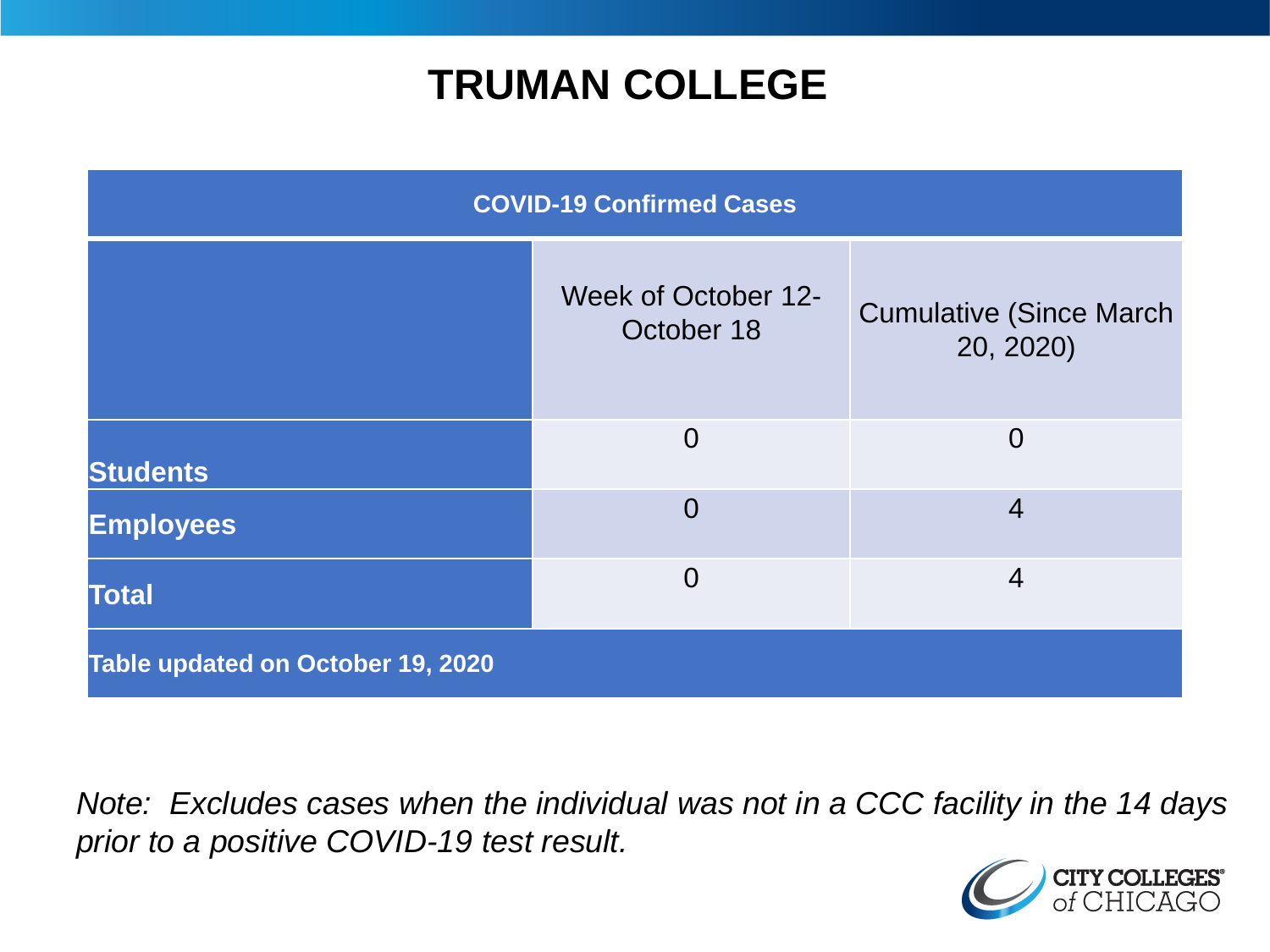# TRUMAN COLLEGE

| COVID-19 Confirmed Cases | | |
|---|---|---|
| | Week of October 12-October 18 | Cumulative (Since March 20, 2020) |
| **Students** | 0 | 0 |
| **Employees** | 0 | 4 |
| **Total** | 0 | 4 |
| **Table updated on October 19, 2020** | | |

*Note: Excludes cases when the individual was not in a CCC facility in the 14 days prior to a positive COVID-19 test result.*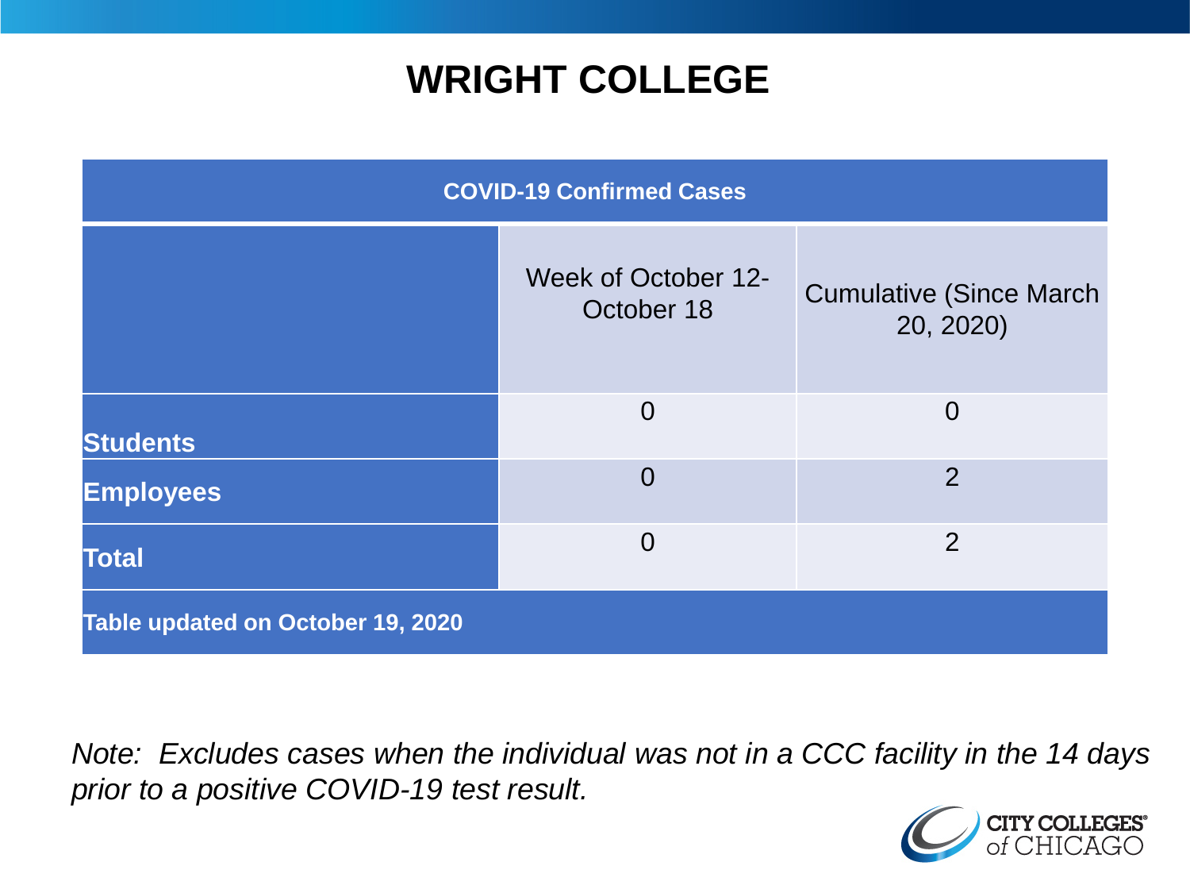# WRIGHT COLLEGE

| COVID-19 Confirmed Cases | | |
|---|---|---|
| | Week of October 12-October 18 | Cumulative (Since March 20, 2020) |
| **Students** | 0 | 0 |
| **Employees** | 0 | 2 |
| **Total** | 0 | 2 |
| **Table updated on October 19, 2020** | | |

*Note: Excludes cases when the individual was not in a CCC facility in the 14 days prior to a positive COVID-19 test result.*

CITY COLLEGES of CHICAGO